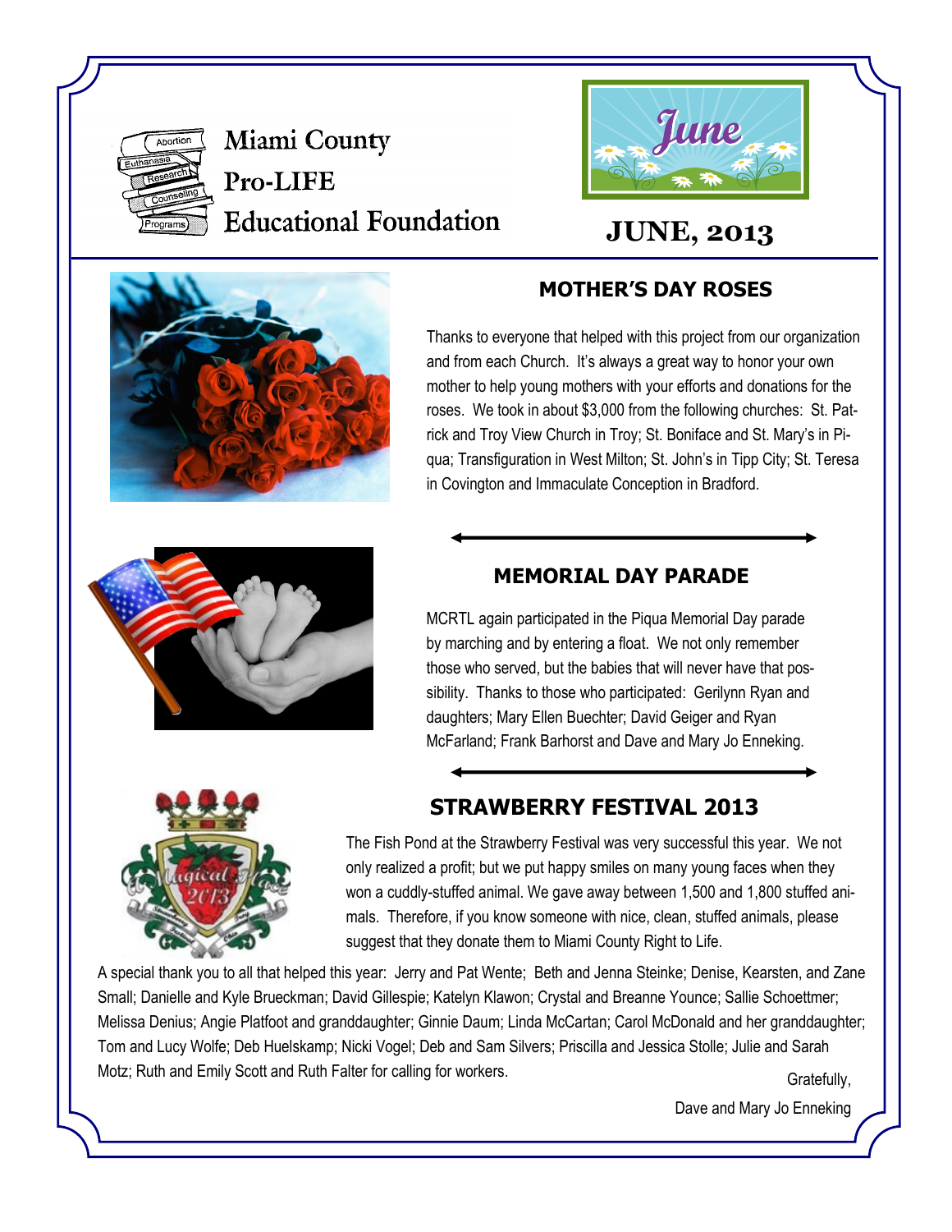# Miami County Pro-LIFE Educational Foundation

**JUNE, 2013**

## MOTHER'S DAY ROSES

Thanks to everyone that helped with this project from our organization and from each Church. It's always a great way to honor your own mother to help young mothers with your efforts and donations for the roses. We took in about $3,000 from the following churches: St. Patrick and Troy View Church in Troy; St. Boniface and St. Mary's in Piqua; Transfiguration in West Milton; St. John's in Tipp City; St. Teresa in Covington and Immaculate Conception in Bradford.

## MEMORIAL DAY PARADE

MCRTL again participated in the Piqua Memorial Day parade by marching and by entering a float. We not only remember those who served, but the babies that will never have that possibility. Thanks to those who participated: Gerilynn Ryan and daughters; Mary Ellen Buechter; David Geiger and Ryan McFarland; Frank Barhorst and Dave and Mary Jo Enneking.

## STRAWBERRY FESTIVAL 2013

The Fish Pond at the Strawberry Festival was very successful this year. We not only realized a profit; but we put happy smiles on many young faces when they won a cuddly-stuffed animal. We gave away between 1,500 and 1,800 stuffed animals. Therefore, if you know someone with nice, clean, stuffed animals, please suggest that they donate them to Miami County Right to Life.

A special thank you to all that helped this year: Jerry and Pat Wente; Beth and Jenna Steinke; Denise, Kearsten, and Zane Small; Danielle and Kyle Brueckman; David Gillespie; Katelyn Klawon; Crystal and Breanne Younce; Sallie Schoettmer; Melissa Denius; Angie Platfoot and granddaughter; Ginnie Daum; Linda McCartan; Carol McDonald and her granddaughter; Tom and Lucy Wolfe; Deb Huelskamp; Nicki Vogel; Deb and Sam Silvers; Priscilla and Jessica Stolle; Julie and Sarah Motz; Ruth and Emily Scott and Ruth Falter for calling for workers.

Gratefully,

Dave and Mary Jo Enneking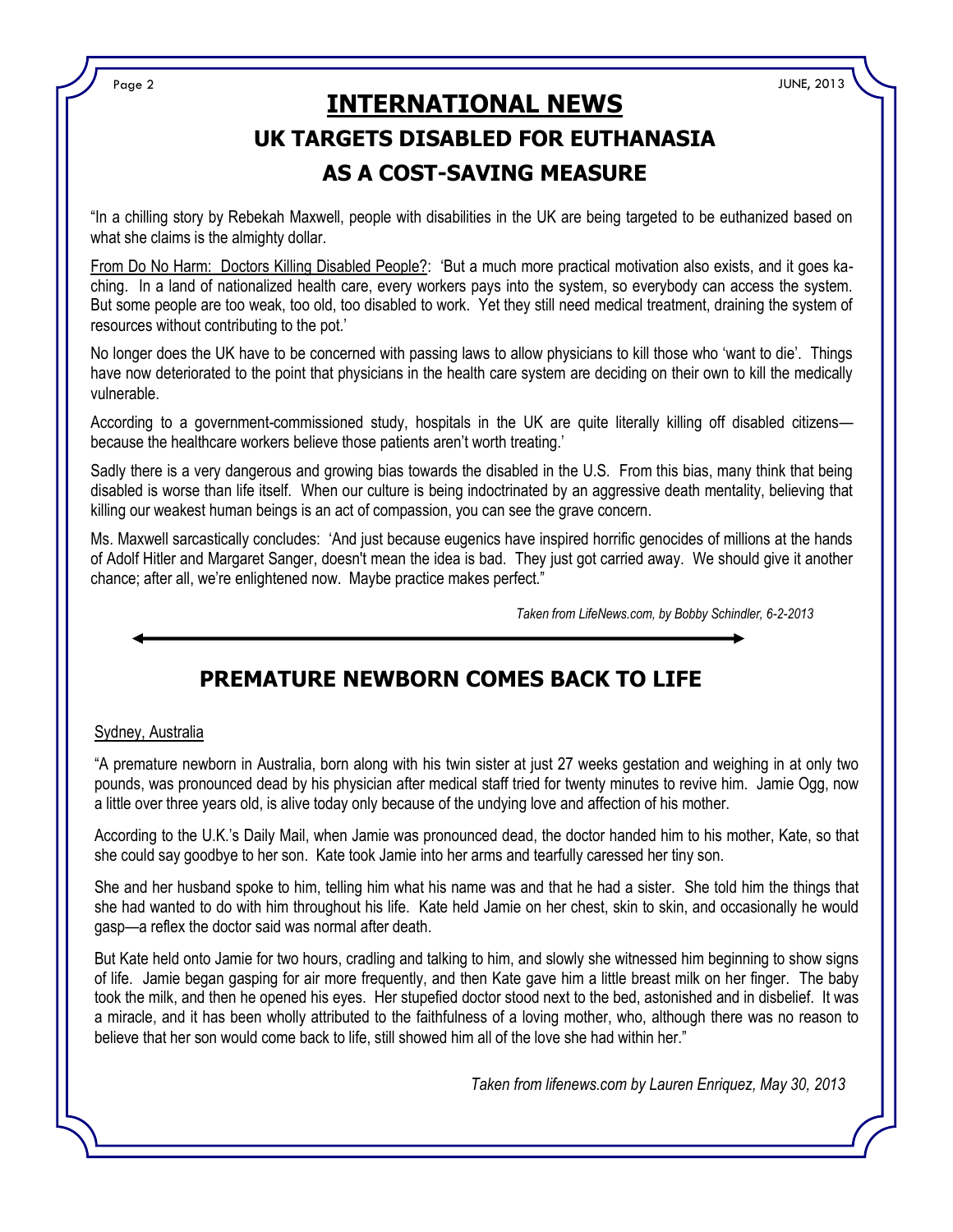# INTERNATIONAL NEWS

## UK TARGETS DISABLED FOR EUTHANASIA AS A COST-SAVING MEASURE

"In a chilling story by Rebekah Maxwell, people with disabilities in the UK are being targeted to be euthanized based on what she claims is the almighty dollar.

From Do No Harm: Doctors Killing Disabled People?: 'But a much more practical motivation also exists, and it goes ka-ching. In a land of nationalized health care, every workers pays into the system, so everybody can access the system. But some people are too weak, too old, too disabled to work. Yet they still need medical treatment, draining the system of resources without contributing to the pot.'

No longer does the UK have to be concerned with passing laws to allow physicians to kill those who 'want to die'. Things have now deteriorated to the point that physicians in the health care system are deciding on their own to kill the medically vulnerable.

According to a government-commissioned study, hospitals in the UK are quite literally killing off disabled citizens—because the healthcare workers believe those patients aren't worth treating.'

Sadly there is a very dangerous and growing bias towards the disabled in the U.S. From this bias, many think that being disabled is worse than life itself. When our culture is being indoctrinated by an aggressive death mentality, believing that killing our weakest human beings is an act of compassion, you can see the grave concern.

Ms. Maxwell sarcastically concludes: 'And just because eugenics have inspired horrific genocides of millions at the hands of Adolf Hitler and Margaret Sanger, doesn't mean the idea is bad. They just got carried away. We should give it another chance; after all, we're enlightened now. Maybe practice makes perfect."

*Taken from LifeNews.com, by Bobby Schindler, 6-2-2013*

## PREMATURE NEWBORN COMES BACK TO LIFE

Sydney, Australia

"A premature newborn in Australia, born along with his twin sister at just 27 weeks gestation and weighing in at only two pounds, was pronounced dead by his physician after medical staff tried for twenty minutes to revive him. Jamie Ogg, now a little over three years old, is alive today only because of the undying love and affection of his mother.

According to the U.K.'s Daily Mail, when Jamie was pronounced dead, the doctor handed him to his mother, Kate, so that she could say goodbye to her son. Kate took Jamie into her arms and tearfully caressed her tiny son.

She and her husband spoke to him, telling him what his name was and that he had a sister. She told him the things that she had wanted to do with him throughout his life. Kate held Jamie on her chest, skin to skin, and occasionally he would gasp—a reflex the doctor said was normal after death.

But Kate held onto Jamie for two hours, cradling and talking to him, and slowly she witnessed him beginning to show signs of life. Jamie began gasping for air more frequently, and then Kate gave him a little breast milk on her finger. The baby took the milk, and then he opened his eyes. Her stupefied doctor stood next to the bed, astonished and in disbelief. It was a miracle, and it has been wholly attributed to the faithfulness of a loving mother, who, although there was no reason to believe that her son would come back to life, still showed him all of the love she had within her."

*Taken from lifenews.com by Lauren Enriquez, May 30, 2013*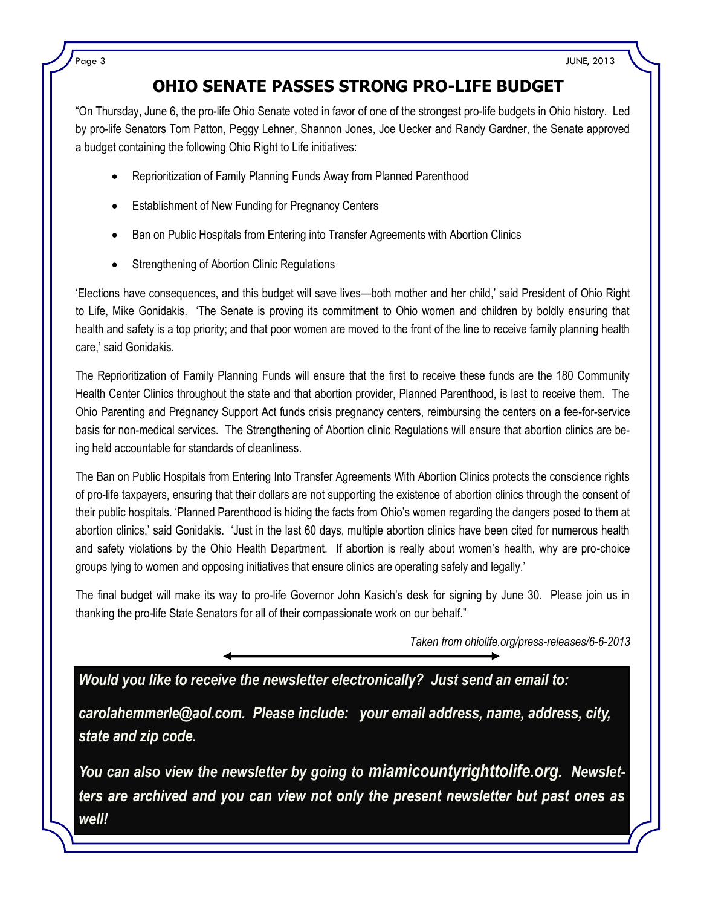# OHIO SENATE PASSES STRONG PRO-LIFE BUDGET

"On Thursday, June 6, the pro-life Ohio Senate voted in favor of one of the strongest pro-life budgets in Ohio history. Led by pro-life Senators Tom Patton, Peggy Lehner, Shannon Jones, Joe Uecker and Randy Gardner, the Senate approved a budget containing the following Ohio Right to Life initiatives:

- Reprioritization of Family Planning Funds Away from Planned Parenthood
- Establishment of New Funding for Pregnancy Centers
- Ban on Public Hospitals from Entering into Transfer Agreements with Abortion Clinics
- Strengthening of Abortion Clinic Regulations

'Elections have consequences, and this budget will save lives—both mother and her child,' said President of Ohio Right to Life, Mike Gonidakis. 'The Senate is proving its commitment to Ohio women and children by boldly ensuring that health and safety is a top priority; and that poor women are moved to the front of the line to receive family planning health care,' said Gonidakis.

The Reprioritization of Family Planning Funds will ensure that the first to receive these funds are the 180 Community Health Center Clinics throughout the state and that abortion provider, Planned Parenthood, is last to receive them. The Ohio Parenting and Pregnancy Support Act funds crisis pregnancy centers, reimbursing the centers on a fee-for-service basis for non-medical services. The Strengthening of Abortion clinic Regulations will ensure that abortion clinics are being held accountable for standards of cleanliness.

The Ban on Public Hospitals from Entering Into Transfer Agreements With Abortion Clinics protects the conscience rights of pro-life taxpayers, ensuring that their dollars are not supporting the existence of abortion clinics through the consent of their public hospitals. 'Planned Parenthood is hiding the facts from Ohio's women regarding the dangers posed to them at abortion clinics,' said Gonidakis. 'Just in the last 60 days, multiple abortion clinics have been cited for numerous health and safety violations by the Ohio Health Department. If abortion is really about women's health, why are pro-choice groups lying to women and opposing initiatives that ensure clinics are operating safely and legally.'

The final budget will make its way to pro-life Governor John Kasich's desk for signing by June 30. Please join us in thanking the pro-life State Senators for all of their compassionate work on our behalf."

*Taken from ohiolife.org/press-releases/6-6-2013*

***Would you like to receive the newsletter electronically? Just send an email to:***

***carolahemmerle@aol.com. Please include: your email address, name, address, city, state and zip code.***

***You can also view the newsletter by going to miamicountyrighttolife.org. Newsletters are archived and you can view not only the present newsletter but past ones as well!***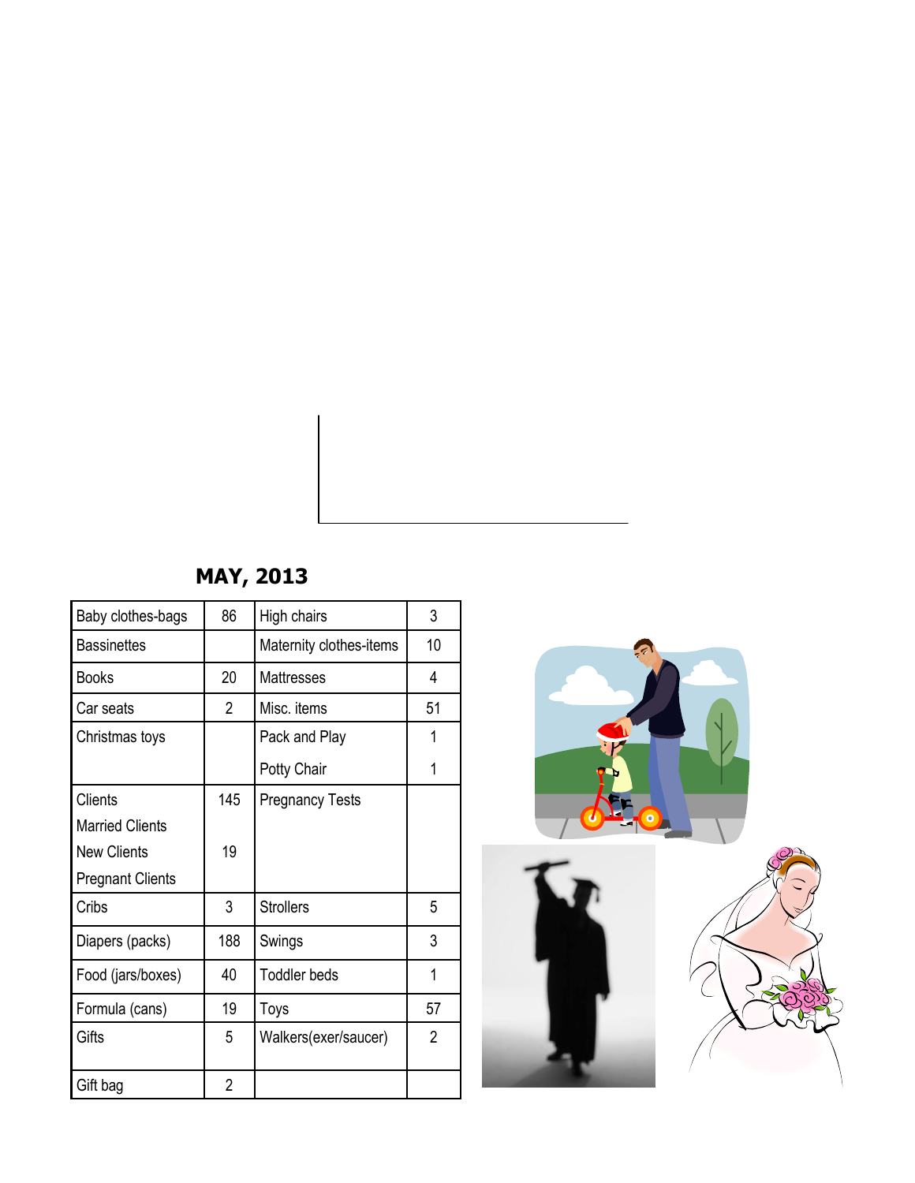## MAY, 2013

| | | | |
|---|---|---|---|
| Baby clothes-bags | 86 | High chairs | 3 |
| Bassinettes | | Maternity clothes-items | 10 |
| Books | 20 | Mattresses | 4 |
| Car seats | 2 | Misc. items | 51 |
| Christmas toys | | Pack and Play<br>Potty Chair | 1<br>1 |
| Clients<br>Married Clients<br>New Clients<br>Pregnant Clients | 145<br><br>19<br> | Pregnancy Tests | |
| Cribs | 3 | Strollers | 5 |
| Diapers (packs) | 188 | Swings | 3 |
| Food (jars/boxes) | 40 | Toddler beds | 1 |
| Formula (cans) | 19 | Toys | 57 |
| Gifts | 5 | Walkers(exer/saucer) | 2 |
| Gift bag | 2 | | |